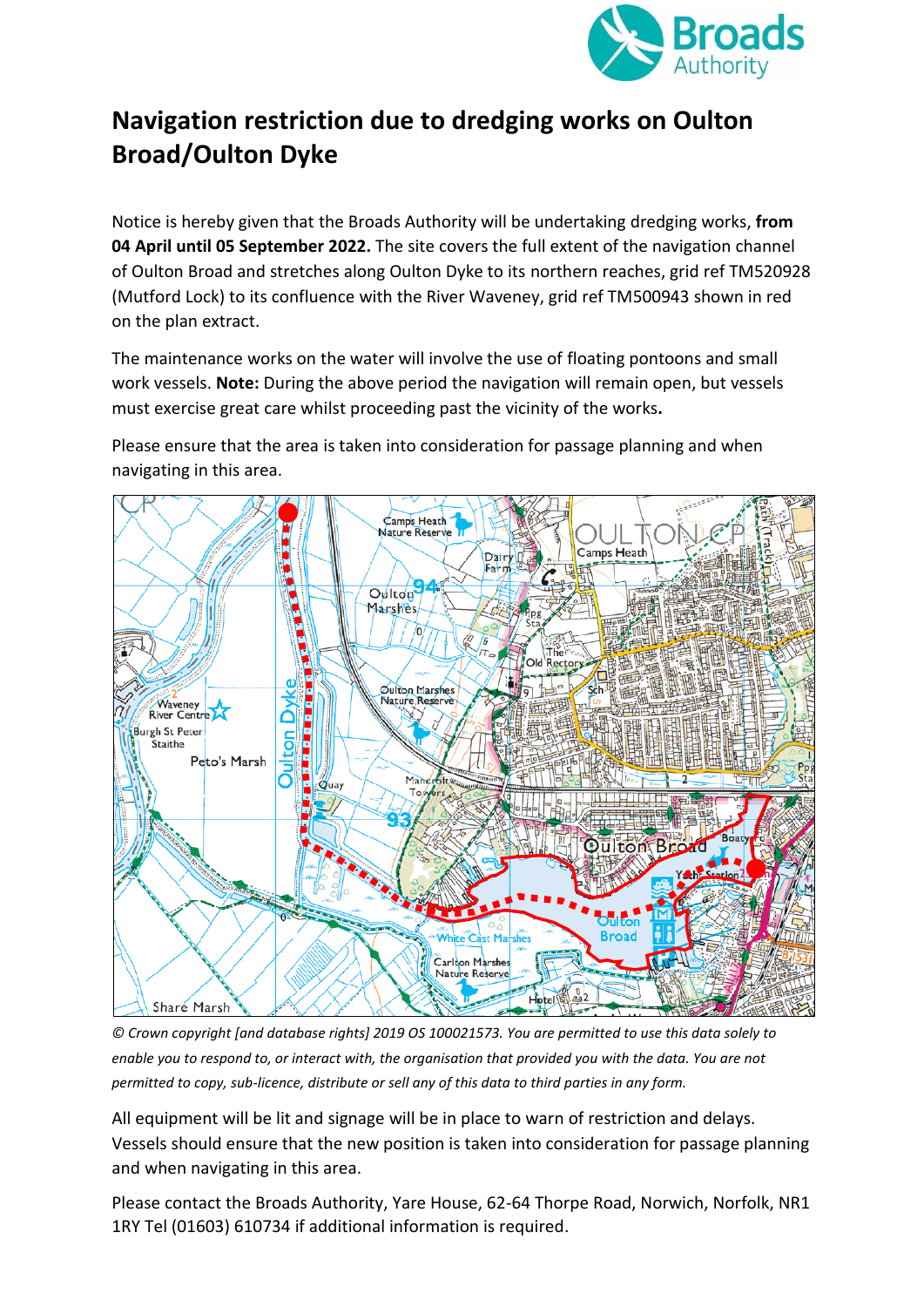# Navigation restriction due to dredging works on Oulton Broad/Oulton Dyke

Notice is hereby given that the Broads Authority will be undertaking dredging works, **from 04 April until 05 September 2022.** The site covers the full extent of the navigation channel of Oulton Broad and stretches along Oulton Dyke to its northern reaches, grid ref TM520928 (Mutford Lock) to its confluence with the River Waveney, grid ref TM500943 shown in red on the plan extract.

The maintenance works on the water will involve the use of floating pontoons and small work vessels. **Note:** During the above period the navigation will remain open, but vessels must exercise great care whilst proceeding past the vicinity of the works**.**

Please ensure that the area is taken into consideration for passage planning and when navigating in this area.

*© Crown copyright [and database rights] 2019 OS 100021573. You are permitted to use this data solely to enable you to respond to, or interact with, the organisation that provided you with the data. You are not permitted to copy, sub-licence, distribute or sell any of this data to third parties in any form.*

All equipment will be lit and signage will be in place to warn of restriction and delays. Vessels should ensure that the new position is taken into consideration for passage planning and when navigating in this area.

Please contact the Broads Authority, Yare House, 62-64 Thorpe Road, Norwich, Norfolk, NR1 1RY Tel (01603) 610734 if additional information is required.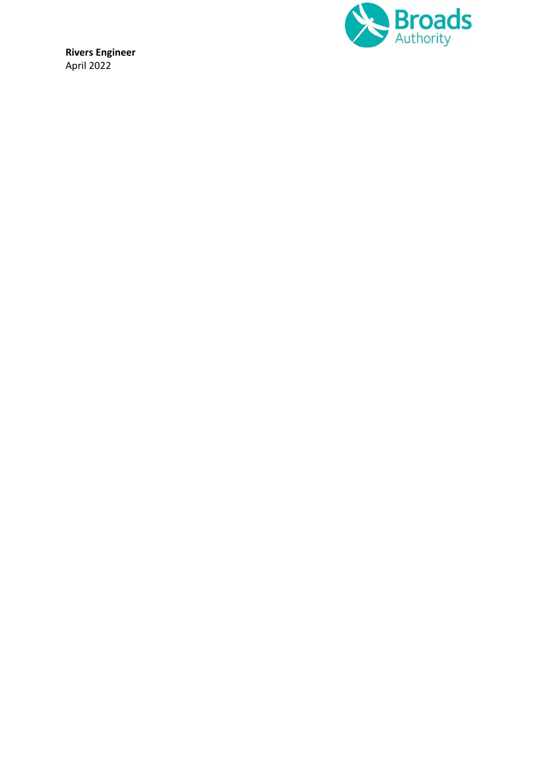**Rivers Engineer**
April 2022